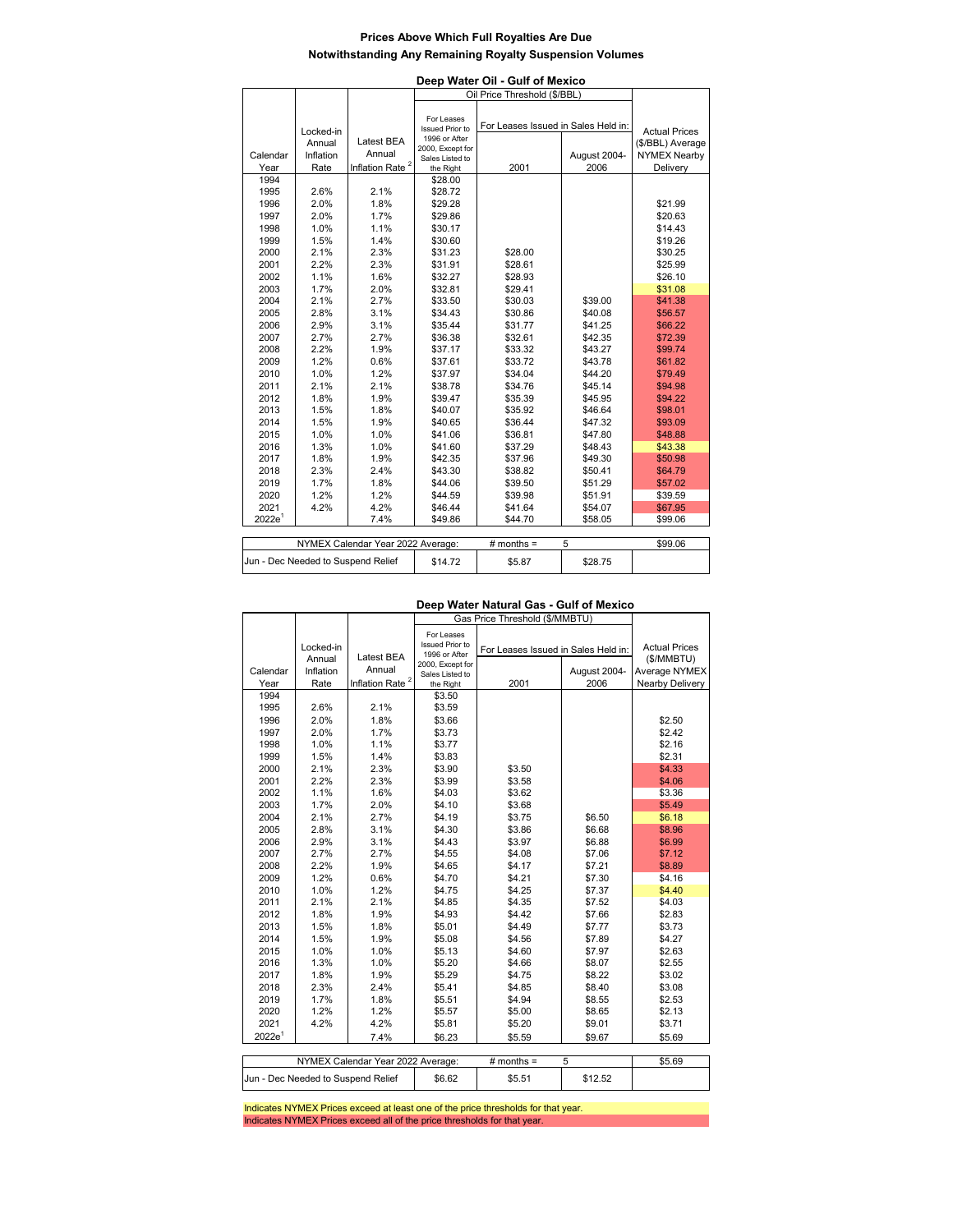# Prices Above Which Full Royalties Are Due
## Notwithstanding Any Remaining Royalty Suspension Volumes

### Deep Water Oil - Gulf of Mexico

| Calendar Year | Locked-in Annual Inflation Rate | Latest BEA Annual Inflation Rate [2] | Oil Price Threshold ($/BBL) For Leases Issued Prior to 1996 or After 2000, Except for Sales Listed to the Right | For Leases Issued in Sales Held in: 2001 | August 2004-2006 | Actual Prices ($/BBL) Average NYMEX Nearby Delivery |
|---|---|---|---|---|---|---|
| 1994 | | | $28.00 | | | |
| 1995 | 2.6% | 2.1% | $28.72 | | | |
| 1996 | 2.0% | 1.8% | $29.28 | | | $21.99 |
| 1997 | 2.0% | 1.7% | $29.86 | | | $20.63 |
| 1998 | 1.0% | 1.1% | $30.17 | | | $14.43 |
| 1999 | 1.5% | 1.4% | $30.60 | | | $19.26 |
| 2000 | 2.1% | 2.3% | $31.23 | $28.00 | | $30.25 |
| 2001 | 2.2% | 2.3% | $31.91 | $28.61 | | $25.99 |
| 2002 | 1.1% | 1.6% | $32.27 | $28.93 | | $26.10 |
| 2003 | 1.7% | 2.0% | $32.81 | $29.41 | | $31.08 |
| 2004 | 2.1% | 2.7% | $33.50 | $30.03 | $39.00 | $41.38 |
| 2005 | 2.8% | 3.1% | $34.43 | $30.86 | $40.08 | $56.57 |
| 2006 | 2.9% | 3.1% | $35.44 | $31.77 | $41.25 | $66.22 |
| 2007 | 2.7% | 2.7% | $36.38 | $32.61 | $42.35 | $72.39 |
| 2008 | 2.2% | 1.9% | $37.17 | $33.32 | $43.27 | $99.74 |
| 2009 | 1.2% | 0.6% | $37.61 | $33.72 | $43.78 | $61.82 |
| 2010 | 1.0% | 1.2% | $37.97 | $34.04 | $44.20 | $79.49 |
| 2011 | 2.1% | 2.1% | $38.78 | $34.76 | $45.14 | $94.98 |
| 2012 | 1.8% | 1.9% | $39.47 | $35.39 | $45.95 | $94.22 |
| 2013 | 1.5% | 1.8% | $40.07 | $35.92 | $46.64 | $98.01 |
| 2014 | 1.5% | 1.9% | $40.65 | $36.44 | $47.32 | $93.09 |
| 2015 | 1.0% | 1.0% | $41.06 | $36.81 | $47.80 | $48.88 |
| 2016 | 1.3% | 1.0% | $41.60 | $37.29 | $48.43 | $43.38 |
| 2017 | 1.8% | 1.9% | $42.35 | $37.96 | $49.30 | $50.98 |
| 2018 | 2.3% | 2.4% | $43.30 | $38.82 | $50.41 | $64.79 |
| 2019 | 1.7% | 1.8% | $44.06 | $39.50 | $51.29 | $57.02 |
| 2020 | 1.2% | 1.2% | $44.59 | $39.98 | $51.91 | $39.59 |
| 2021 | 4.2% | 4.2% | $46.44 | $41.64 | $54.07 | $67.95 |
| 2022e[1] | | 7.4% | $49.86 | $44.70 | $58.05 | $99.06 |

| NYMEX Calendar Year 2022 Average: | # months = | 5 | $99.06 |
|---|---|---|---|
| Jun - Dec Needed to Suspend Relief: $14.72 | $5.87 | $28.75 | |

### Deep Water Natural Gas - Gulf of Mexico

| Calendar Year | Locked-in Annual Inflation Rate | Latest BEA Annual Inflation Rate [2] | Gas Price Threshold ($/MMBTU) For Leases Issued Prior to 1996 or After 2000, Except for Sales Listed to the Right | For Leases Issued in Sales Held in: 2001 | August 2004-2006 | Actual Prices ($/MMBTU) Average NYMEX Nearby Delivery |
|---|---|---|---|---|---|---|
| 1994 | | | $3.50 | | | |
| 1995 | 2.6% | 2.1% | $3.59 | | | |
| 1996 | 2.0% | 1.8% | $3.66 | | | $2.50 |
| 1997 | 2.0% | 1.7% | $3.73 | | | $2.42 |
| 1998 | 1.0% | 1.1% | $3.77 | | | $2.16 |
| 1999 | 1.5% | 1.4% | $3.83 | | | $2.31 |
| 2000 | 2.1% | 2.3% | $3.90 | $3.50 | | $4.33 |
| 2001 | 2.2% | 2.3% | $3.99 | $3.58 | | $4.06 |
| 2002 | 1.1% | 1.6% | $4.03 | $3.62 | | $3.36 |
| 2003 | 1.7% | 2.0% | $4.10 | $3.68 | | $5.49 |
| 2004 | 2.1% | 2.7% | $4.19 | $3.75 | $6.50 | $6.18 |
| 2005 | 2.8% | 3.1% | $4.30 | $3.86 | $6.68 | $8.96 |
| 2006 | 2.9% | 3.1% | $4.43 | $3.97 | $6.88 | $6.99 |
| 2007 | 2.7% | 2.7% | $4.55 | $4.08 | $7.06 | $7.12 |
| 2008 | 2.2% | 1.9% | $4.65 | $4.17 | $7.21 | $8.89 |
| 2009 | 1.2% | 0.6% | $4.70 | $4.21 | $7.30 | $4.16 |
| 2010 | 1.0% | 1.2% | $4.75 | $4.25 | $7.37 | $4.40 |
| 2011 | 2.1% | 2.1% | $4.85 | $4.35 | $7.52 | $4.03 |
| 2012 | 1.8% | 1.9% | $4.93 | $4.42 | $7.66 | $2.83 |
| 2013 | 1.5% | 1.8% | $5.01 | $4.49 | $7.77 | $3.73 |
| 2014 | 1.5% | 1.9% | $5.08 | $4.56 | $7.89 | $4.27 |
| 2015 | 1.0% | 1.0% | $5.13 | $4.60 | $7.97 | $2.63 |
| 2016 | 1.3% | 1.0% | $5.20 | $4.66 | $8.07 | $2.55 |
| 2017 | 1.8% | 1.9% | $5.29 | $4.75 | $8.22 | $3.02 |
| 2018 | 2.3% | 2.4% | $5.41 | $4.85 | $8.40 | $3.08 |
| 2019 | 1.7% | 1.8% | $5.51 | $4.94 | $8.55 | $2.53 |
| 2020 | 1.2% | 1.2% | $5.57 | $5.00 | $8.65 | $2.13 |
| 2021 | 4.2% | 4.2% | $5.81 | $5.20 | $9.01 | $3.71 |
| 2022e[1] | | 7.4% | $6.23 | $5.59 | $9.67 | $5.69 |

| NYMEX Calendar Year 2022 Average: | # months = | 5 | $5.69 |
|---|---|---|---|
| Jun - Dec Needed to Suspend Relief: $6.62 | $5.51 | $12.52 | |

Indicates NYMEX Prices exceed at least one of the price thresholds for that year.

Indicates NYMEX Prices exceed all of the price thresholds for that year.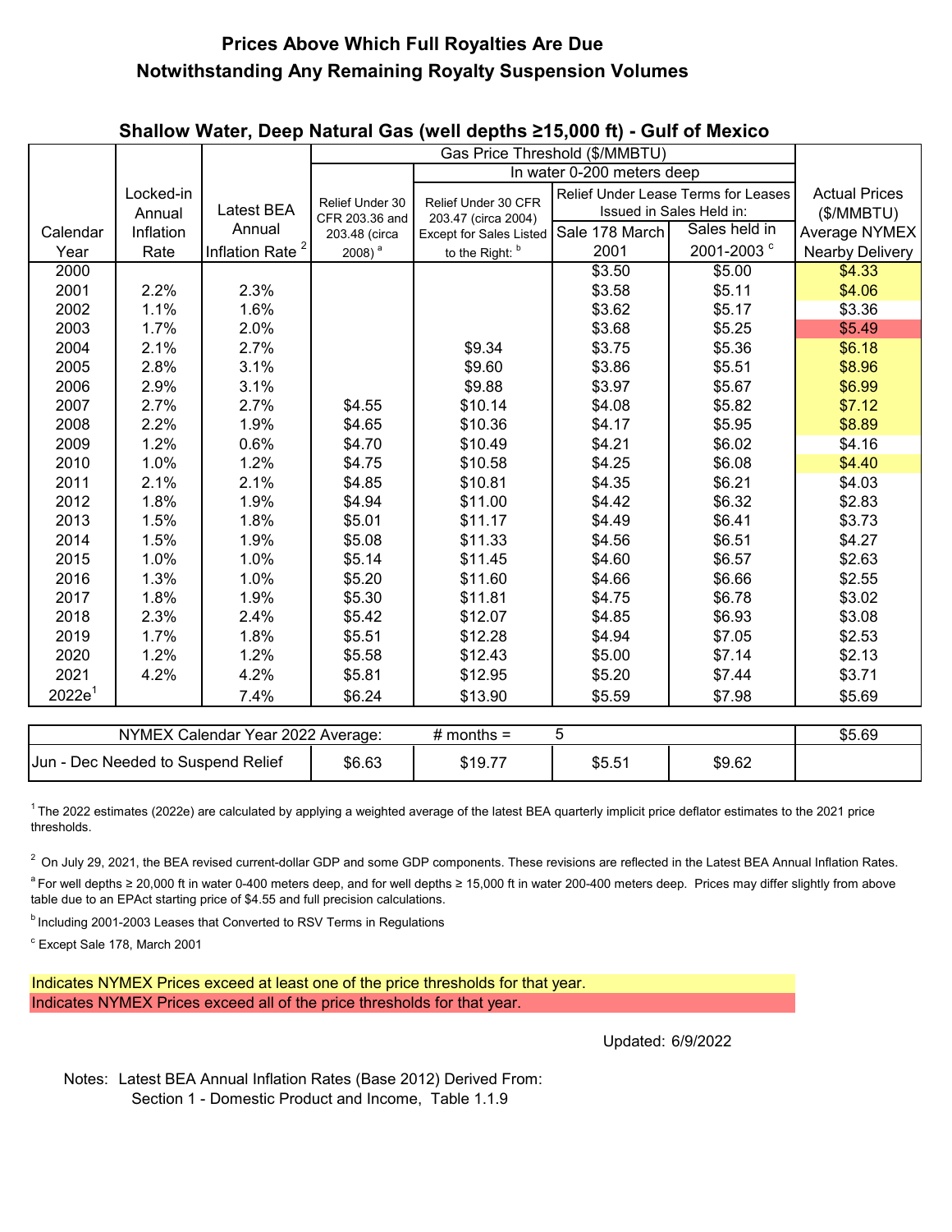## Prices Above Which Full Royalties Are Due Notwithstanding Any Remaining Royalty Suspension Volumes

### Shallow Water, Deep Natural Gas (well depths ≥15,000 ft) - Gulf of Mexico

| Calendar Year | Locked-in Annual Inflation Rate | Latest BEA Annual Inflation Rate [2] | Gas Price Threshold ($/MMBTU) | | | | Actual Prices ($/MMBTU) Average NYMEX Nearby Delivery |
|---|---|---|---|---|---|---|---|
| | | | Relief Under 30 CFR 203.36 and 203.48 (circa 2008) [a] | In water 0-200 meters deep | | | |
| | | | | Relief Under 30 CFR 203.47 (circa 2004) Except for Sales Listed to the Right: [b] | Relief Under Lease Terms for Leases Issued in Sales Held in: | | |
| | | | | | Sale 178 March 2001 | Sales held in 2001-2003 [c] | |
| 2000 | | | | | $3.50 | $5.00 | $4.33 |
| 2001 | 2.2% | 2.3% | | | $3.58 | $5.11 | $4.06 |
| 2002 | 1.1% | 1.6% | | | $3.62 | $5.17 | $3.36 |
| 2003 | 1.7% | 2.0% | | | $3.68 | $5.25 | $5.49 |
| 2004 | 2.1% | 2.7% | | $9.34 | $3.75 | $5.36 | $6.18 |
| 2005 | 2.8% | 3.1% | | $9.60 | $3.86 | $5.51 | $8.96 |
| 2006 | 2.9% | 3.1% | | $9.88 | $3.97 | $5.67 | $6.99 |
| 2007 | 2.7% | 2.7% | $4.55 | $10.14 | $4.08 | $5.82 | $7.12 |
| 2008 | 2.2% | 1.9% | $4.65 | $10.36 | $4.17 | $5.95 | $8.89 |
| 2009 | 1.2% | 0.6% | $4.70 | $10.49 | $4.21 | $6.02 | $4.16 |
| 2010 | 1.0% | 1.2% | $4.75 | $10.58 | $4.25 | $6.08 | $4.40 |
| 2011 | 2.1% | 2.1% | $4.85 | $10.81 | $4.35 | $6.21 | $4.03 |
| 2012 | 1.8% | 1.9% | $4.94 | $11.00 | $4.42 | $6.32 | $2.83 |
| 2013 | 1.5% | 1.8% | $5.01 | $11.17 | $4.49 | $6.41 | $3.73 |
| 2014 | 1.5% | 1.9% | $5.08 | $11.33 | $4.56 | $6.51 | $4.27 |
| 2015 | 1.0% | 1.0% | $5.14 | $11.45 | $4.60 | $6.57 | $2.63 |
| 2016 | 1.3% | 1.0% | $5.20 | $11.60 | $4.66 | $6.66 | $2.55 |
| 2017 | 1.8% | 1.9% | $5.30 | $11.81 | $4.75 | $6.78 | $3.02 |
| 2018 | 2.3% | 2.4% | $5.42 | $12.07 | $4.85 | $6.93 | $3.08 |
| 2019 | 1.7% | 1.8% | $5.51 | $12.28 | $4.94 | $7.05 | $2.53 |
| 2020 | 1.2% | 1.2% | $5.58 | $12.43 | $5.00 | $7.14 | $2.13 |
| 2021 | 4.2% | 4.2% | $5.81 | $12.95 | $5.20 | $7.44 | $3.71 |
| 2022e[1] | | 7.4% | $6.24 | $13.90 | $5.59 | $7.98 | $5.69 |

| NYMEX Calendar Year 2022 Average: | | # months = | 5 | | $5.69 |
|---|---|---|---|---|---|
| Jun - Dec Needed to Suspend Relief | $6.63 | $19.77 | $5.51 | $9.62 | |

[1] The 2022 estimates (2022e) are calculated by applying a weighted average of the latest BEA quarterly implicit price deflator estimates to the 2021 price thresholds.

[2] On July 29, 2021, the BEA revised current-dollar GDP and some GDP components. These revisions are reflected in the Latest BEA Annual Inflation Rates.

[a] For well depths ≥ 20,000 ft in water 0-400 meters deep, and for well depths ≥ 15,000 ft in water 200-400 meters deep. Prices may differ slightly from above table due to an EPAct starting price of $4.55 and full precision calculations.

[b] Including 2001-2003 Leases that Converted to RSV Terms in Regulations

[c] Except Sale 178, March 2001

Indicates NYMEX Prices exceed at least one of the price thresholds for that year. (2000, 2001, 2004–2008, 2010)

Indicates NYMEX Prices exceed all of the price thresholds for that year. (2003)

Updated: 6/9/2022

Notes: Latest BEA Annual Inflation Rates (Base 2012) Derived From:
Section 1 - Domestic Product and Income, Table 1.1.9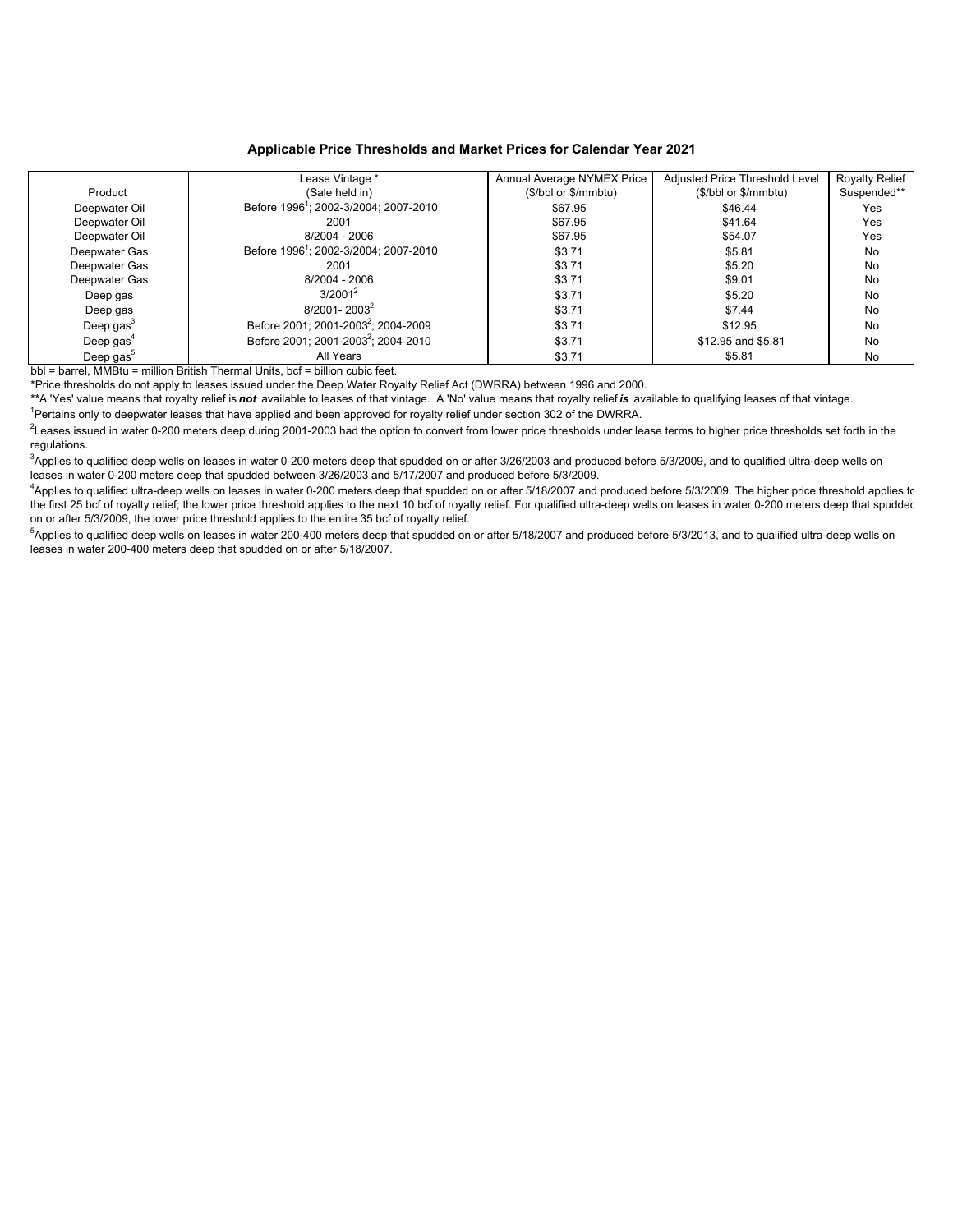## Applicable Price Thresholds and Market Prices for Calendar Year 2021

| Product | Lease Vintage * (Sale held in) | Annual Average NYMEX Price ($/bbl or $/mmbtu) | Adjusted Price Threshold Level ($/bbl or $/mmbtu) | Royalty Relief Suspended** |
|---|---|---|---|---|
| Deepwater Oil | Before 1996[1]; 2002-3/2004; 2007-2010 | $67.95 | $46.44 | Yes |
| Deepwater Oil | 2001 | $67.95 | $41.64 | Yes |
| Deepwater Oil | 8/2004 - 2006 | $67.95 | $54.07 | Yes |
| Deepwater Gas | Before 1996[1]; 2002-3/2004; 2007-2010 | $3.71 | $5.81 | No |
| Deepwater Gas | 2001 | $3.71 | $5.20 | No |
| Deepwater Gas | 8/2004 - 2006 | $3.71 | $9.01 | No |
| Deep gas | 3/2001[2] | $3.71 | $5.20 | No |
| Deep gas | 8/2001- 2003[2] | $3.71 | $7.44 | No |
| Deep gas[3] | Before 2001; 2001-2003[2]; 2004-2009 | $3.71 | $12.95 | No |
| Deep gas[4] | Before 2001; 2001-2003[2]; 2004-2010 | $3.71 | $12.95 and $5.81 | No |
| Deep gas[5] | All Years | $3.71 | $5.81 | No |

bbl = barrel, MMBtu = million British Thermal Units, bcf = billion cubic feet.

*Price thresholds do not apply to leases issued under the Deep Water Royalty Relief Act (DWRRA) between 1996 and 2000.

**A 'Yes' value means that royalty relief is ***not*** available to leases of that vintage. A 'No' value means that royalty relief ***is*** available to qualifying leases of that vintage.

[1]Pertains only to deepwater leases that have applied and been approved for royalty relief under section 302 of the DWRRA.

[2]Leases issued in water 0-200 meters deep during 2001-2003 had the option to convert from lower price thresholds under lease terms to higher price thresholds set forth in the regulations.

[3]Applies to qualified deep wells on leases in water 0-200 meters deep that spudded on or after 3/26/2003 and produced before 5/3/2009, and to qualified ultra-deep wells on leases in water 0-200 meters deep that spudded between 3/26/2003 and 5/17/2007 and produced before 5/3/2009.

[4]Applies to qualified ultra-deep wells on leases in water 0-200 meters deep that spudded on or after 5/18/2007 and produced before 5/3/2009. The higher price threshold applies to the first 25 bcf of royalty relief; the lower price threshold applies to the next 10 bcf of royalty relief. For qualified ultra-deep wells on leases in water 0-200 meters deep that spudded on or after 5/3/2009, the lower price threshold applies to the entire 35 bcf of royalty relief.

[5]Applies to qualified deep wells on leases in water 200-400 meters deep that spudded on or after 5/18/2007 and produced before 5/3/2013, and to qualified ultra-deep wells on leases in water 200-400 meters deep that spudded on or after 5/18/2007.